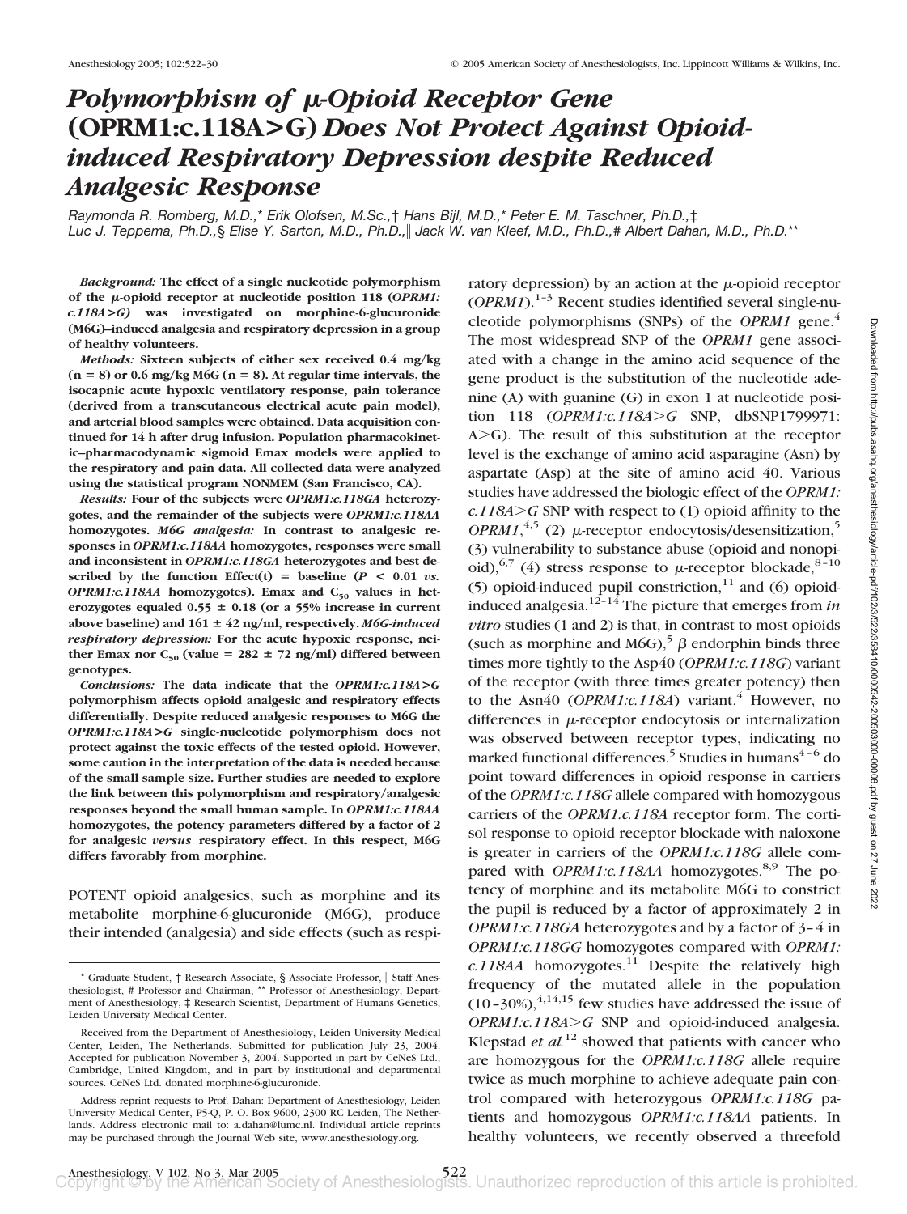# *Polymorphism of μ-Opioid Receptor Gene* (OPRM1:c.118A>G) *Does Not Protect Against Opioid-induced Respiratory Depression despite Reduced Analgesic Response*

*Raymonda R. Romberg, M.D.,\* Erik Olofsen, M.Sc.,† Hans Bijl, M.D.,\* Peter E. M. Taschner, Ph.D.,‡ Luc J. Teppema, Ph.D.,§ Elise Y. Sarton, M.D., Ph.D.,‖ Jack W. van Kleef, M.D., Ph.D.,# Albert Dahan, M.D., Ph.D.\*\**

***Background:*** **The effect of a single nucleotide polymorphism of the μ-opioid receptor at nucleotide position 118 (*OPRM1: c.118A>G*) was investigated on morphine-6-glucuronide (M6G)–induced analgesia and respiratory depression in a group of healthy volunteers.**

***Methods:*** **Sixteen subjects of either sex received 0.4 mg/kg (n = 8) or 0.6 mg/kg M6G (n = 8). At regular time intervals, the isocapnic acute hypoxic ventilatory response, pain tolerance (derived from a transcutaneous electrical acute pain model), and arterial blood samples were obtained. Data acquisition continued for 14 h after drug infusion. Population pharmacokinetic–pharmacodynamic sigmoid Emax models were applied to the respiratory and pain data. All collected data were analyzed using the statistical program NONMEM (San Francisco, CA).**

***Results:*** **Four of the subjects were *OPRM1:c.118GA* heterozygotes, and the remainder of the subjects were *OPRM1:c.118AA* homozygotes. *M6G analgesia:* In contrast to analgesic responses in *OPRM1:c.118AA* homozygotes, responses were small and inconsistent in *OPRM1:c.118GA* heterozygotes and best described by the function Effect(t) = baseline ($P < 0.01$ *vs.* *OPRM1:c.118AA* homozygotes). Emax and $C_{50}$ values in heterozygotes equaled 0.55 ± 0.18 (or a 55% increase in current above baseline) and 161 ± 42 ng/ml, respectively. *M6G-induced respiratory depression:* For the acute hypoxic response, neither Emax nor $C_{50}$ (value = 282 ± 72 ng/ml) differed between genotypes.**

***Conclusions:*** **The data indicate that the *OPRM1:c.118A>G* polymorphism affects opioid analgesic and respiratory effects differentially. Despite reduced analgesic responses to M6G the *OPRM1:c.118A>G* single-nucleotide polymorphism does not protect against the toxic effects of the tested opioid. However, some caution in the interpretation of the data is needed because of the small sample size. Further studies are needed to explore the link between this polymorphism and respiratory/analgesic responses beyond the small human sample. In *OPRM1:c.118AA* homozygotes, the potency parameters differed by a factor of 2 for analgesic *versus* respiratory effect. In this respect, M6G differs favorably from morphine.**

POTENT opioid analgesics, such as morphine and its metabolite morphine-6-glucuronide (M6G), produce their intended (analgesia) and side effects (such as respiratory depression) by an action at the μ-opioid receptor (*OPRM1*).[1–3] Recent studies identified several single-nucleotide polymorphisms (SNPs) of the *OPRM1* gene.[4] The most widespread SNP of the *OPRM1* gene associated with a change in the amino acid sequence of the gene product is the substitution of the nucleotide adenine (A) with guanine (G) in exon 1 at nucleotide position 118 (*OPRM1:c.118A>G* SNP, dbSNP1799971: A>G). The result of this substitution at the receptor level is the exchange of amino acid asparagine (Asn) by aspartate (Asp) at the site of amino acid 40. Various studies have addressed the biologic effect of the *OPRM1: c.118A>G* SNP with respect to (1) opioid affinity to the *OPRM1*,[4,5] (2) μ-receptor endocytosis/desensitization,[5] (3) vulnerability to substance abuse (opioid and nonopioid),[6,7] (4) stress response to μ-receptor blockade,[8–10] (5) opioid-induced pupil constriction,[11] and (6) opioid-induced analgesia.[12–14] The picture that emerges from *in vitro* studies (1 and 2) is that, in contrast to most opioids (such as morphine and M6G),[5] β endorphin binds three times more tightly to the Asp40 (*OPRM1:c.118G*) variant of the receptor (with three times greater potency) then to the Asn40 (*OPRM1:c.118A*) variant.[4] However, no differences in μ-receptor endocytosis or internalization was observed between receptor types, indicating no marked functional differences.[5] Studies in humans[4–6] do point toward differences in opioid response in carriers of the *OPRM1:c.118G* allele compared with homozygous carriers of the *OPRM1:c.118A* receptor form. The cortisol response to opioid receptor blockade with naloxone is greater in carriers of the *OPRM1:c.118G* allele compared with *OPRM1:c.118AA* homozygotes.[8,9] The potency of morphine and its metabolite M6G to constrict the pupil is reduced by a factor of approximately 2 in *OPRM1:c.118GA* heterozygotes and by a factor of 3–4 in *OPRM1:c.118GG* homozygotes compared with *OPRM1: c.118AA* homozygotes.[11] Despite the relatively high frequency of the mutated allele in the population (10–30%),[4,14,15] few studies have addressed the issue of *OPRM1:c.118A>G* SNP and opioid-induced analgesia. Klepstad *et al.*[12] showed that patients with cancer who are homozygous for the *OPRM1:c.118G* allele require twice as much morphine to achieve adequate pain control compared with heterozygous *OPRM1:c.118G* patients and homozygous *OPRM1:c.118AA* patients. In healthy volunteers, we recently observed a threefold

\* Graduate Student, † Research Associate, § Associate Professor, ‖ Staff Anesthesiologist, # Professor and Chairman, \*\* Professor of Anesthesiology, Department of Anesthesiology, ‡ Research Scientist, Department of Humans Genetics, Leiden University Medical Center.

Received from the Department of Anesthesiology, Leiden University Medical Center, Leiden, The Netherlands. Submitted for publication July 23, 2004. Accepted for publication November 3, 2004. Supported in part by CeNeS Ltd., Cambridge, United Kingdom, and in part by institutional and departmental sources. CeNeS Ltd. donated morphine-6-glucuronide.

Address reprint requests to Prof. Dahan: Department of Anesthesiology, Leiden University Medical Center, P5-Q, P. O. Box 9600, 2300 RC Leiden, The Netherlands. Address electronic mail to: a.dahan@lumc.nl. Individual article reprints may be purchased through the Journal Web site, www.anesthesiology.org.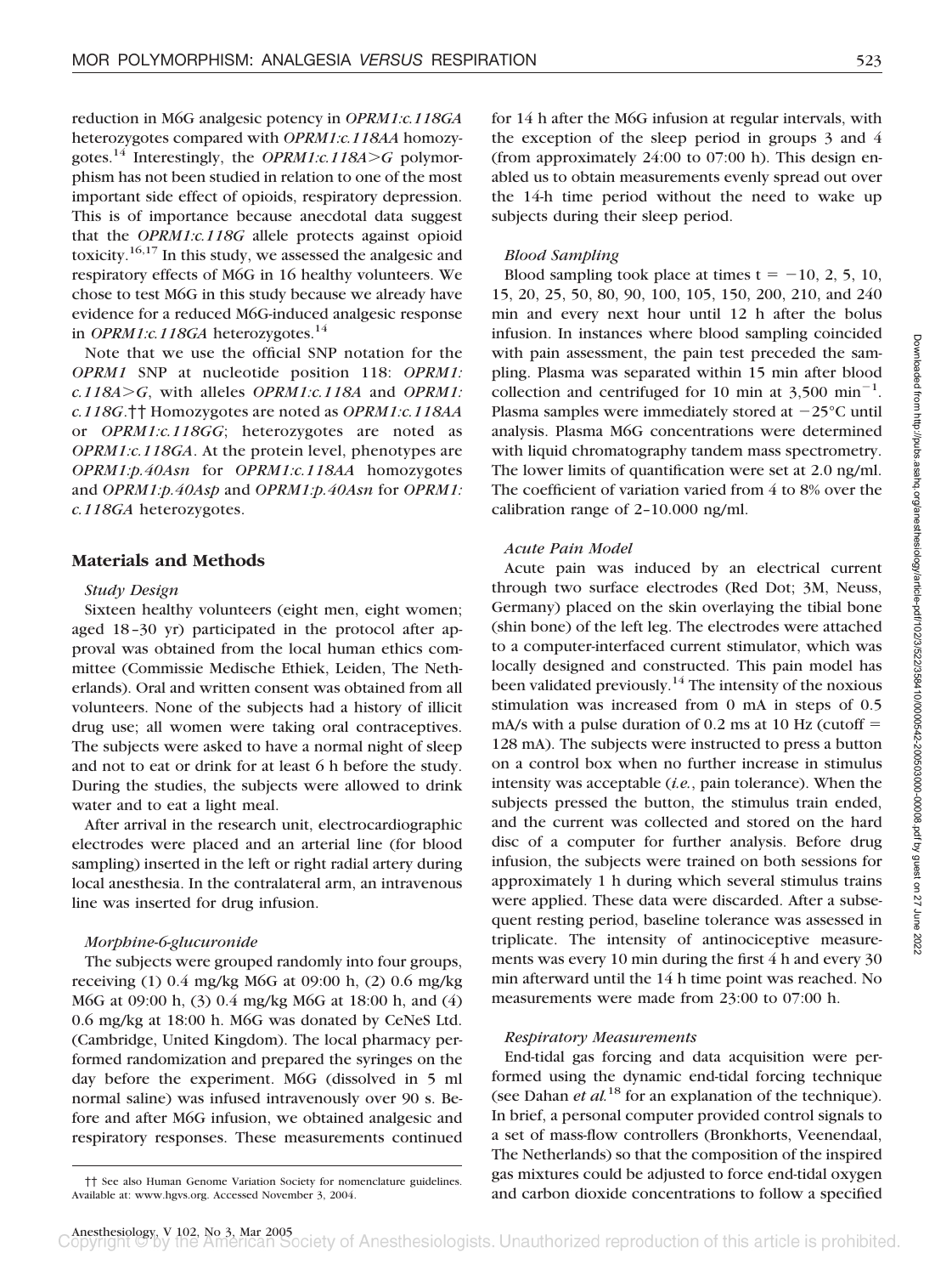reduction in M6G analgesic potency in *OPRM1:c.118GA* heterozygotes compared with *OPRM1:c.118AA* homozygotes.[14] Interestingly, the *OPRM1:c.118A>G* polymorphism has not been studied in relation to one of the most important side effect of opioids, respiratory depression. This is of importance because anecdotal data suggest that the *OPRM1:c.118G* allele protects against opioid toxicity.[16,17] In this study, we assessed the analgesic and respiratory effects of M6G in 16 healthy volunteers. We chose to test M6G in this study because we already have evidence for a reduced M6G-induced analgesic response in *OPRM1:c.118GA* heterozygotes.[14]

Note that we use the official SNP notation for the *OPRM1* SNP at nucleotide position 118: *OPRM1:c.118A>G*, with alleles *OPRM1:c.118A* and *OPRM1:c.118G*.†† Homozygotes are noted as *OPRM1:c.118AA* or *OPRM1:c.118GG*; heterozygotes are noted as *OPRM1:c.118GA*. At the protein level, phenotypes are *OPRM1:p.40Asn* for *OPRM1:c.118AA* homozygotes and *OPRM1:p.40Asp* and *OPRM1:p.40Asn* for *OPRM1:c.118GA* heterozygotes.

## Materials and Methods

### *Study Design*

Sixteen healthy volunteers (eight men, eight women; aged 18–30 yr) participated in the protocol after approval was obtained from the local human ethics committee (Commissie Medische Ethiek, Leiden, The Netherlands). Oral and written consent was obtained from all volunteers. None of the subjects had a history of illicit drug use; all women were taking oral contraceptives. The subjects were asked to have a normal night of sleep and not to eat or drink for at least 6 h before the study. During the studies, the subjects were allowed to drink water and to eat a light meal.

After arrival in the research unit, electrocardiographic electrodes were placed and an arterial line (for blood sampling) inserted in the left or right radial artery during local anesthesia. In the contralateral arm, an intravenous line was inserted for drug infusion.

### *Morphine-6-glucuronide*

The subjects were grouped randomly into four groups, receiving (1) 0.4 mg/kg M6G at 09:00 h, (2) 0.6 mg/kg M6G at 09:00 h, (3) 0.4 mg/kg M6G at 18:00 h, and (4) 0.6 mg/kg at 18:00 h. M6G was donated by CeNeS Ltd. (Cambridge, United Kingdom). The local pharmacy performed randomization and prepared the syringes on the day before the experiment. M6G (dissolved in 5 ml normal saline) was infused intravenously over 90 s. Before and after M6G infusion, we obtained analgesic and respiratory responses. These measurements continued for 14 h after the M6G infusion at regular intervals, with the exception of the sleep period in groups 3 and 4 (from approximately 24:00 to 07:00 h). This design enabled us to obtain measurements evenly spread out over the 14-h time period without the need to wake up subjects during their sleep period.

### *Blood Sampling*

Blood sampling took place at times t = −10, 2, 5, 10, 15, 20, 25, 50, 80, 90, 100, 105, 150, 200, 210, and 240 min and every next hour until 12 h after the bolus infusion. In instances where blood sampling coincided with pain assessment, the pain test preceded the sampling. Plasma was separated within 15 min after blood collection and centrifuged for 10 min at 3,500 $\text{min}^{-1}$. Plasma samples were immediately stored at −25°C until analysis. Plasma M6G concentrations were determined with liquid chromatography tandem mass spectrometry. The lower limits of quantification were set at 2.0 ng/ml. The coefficient of variation varied from 4 to 8% over the calibration range of 2–10.000 ng/ml.

### *Acute Pain Model*

Acute pain was induced by an electrical current through two surface electrodes (Red Dot; 3M, Neuss, Germany) placed on the skin overlaying the tibial bone (shin bone) of the left leg. The electrodes were attached to a computer-interfaced current stimulator, which was locally designed and constructed. This pain model has been validated previously.[14] The intensity of the noxious stimulation was increased from 0 mA in steps of 0.5 mA/s with a pulse duration of 0.2 ms at 10 Hz (cutoff = 128 mA). The subjects were instructed to press a button on a control box when no further increase in stimulus intensity was acceptable (*i.e.*, pain tolerance). When the subjects pressed the button, the stimulus train ended, and the current was collected and stored on the hard disc of a computer for further analysis. Before drug infusion, the subjects were trained on both sessions for approximately 1 h during which several stimulus trains were applied. These data were discarded. After a subsequent resting period, baseline tolerance was assessed in triplicate. The intensity of antinociceptive measurements was every 10 min during the first 4 h and every 30 min afterward until the 14 h time point was reached. No measurements were made from 23:00 to 07:00 h.

### *Respiratory Measurements*

End-tidal gas forcing and data acquisition were performed using the dynamic end-tidal forcing technique (see Dahan *et al.*[18] for an explanation of the technique). In brief, a personal computer provided control signals to a set of mass-flow controllers (Bronkhorts, Veenendaal, The Netherlands) so that the composition of the inspired gas mixtures could be adjusted to force end-tidal oxygen and carbon dioxide concentrations to follow a specified

†† See also Human Genome Variation Society for nomenclature guidelines. Available at: www.hgvs.org. Accessed November 3, 2004.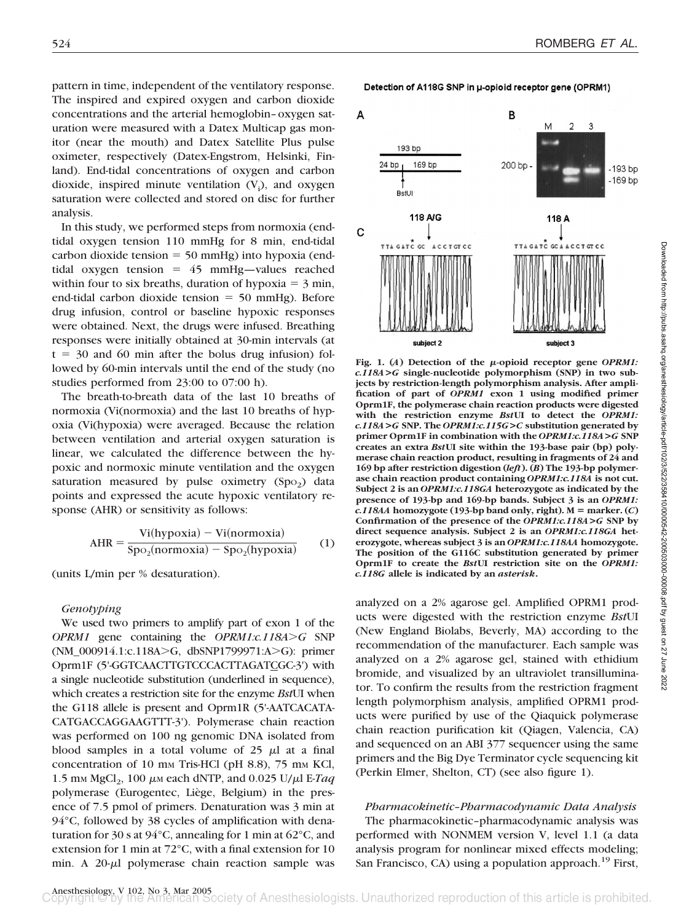pattern in time, independent of the ventilatory response. The inspired and expired oxygen and carbon dioxide concentrations and the arterial hemoglobin–oxygen saturation were measured with a Datex Multicap gas monitor (near the mouth) and Datex Satellite Plus pulse oximeter, respectively (Datex-Engstrom, Helsinki, Finland). End-tidal concentrations of oxygen and carbon dioxide, inspired minute ventilation ($V_i$), and oxygen saturation were collected and stored on disc for further analysis.

In this study, we performed steps from normoxia (end-tidal oxygen tension 110 mmHg for 8 min, end-tidal carbon dioxide tension = 50 mmHg) into hypoxia (end-tidal oxygen tension = 45 mmHg—values reached within four to six breaths, duration of hypoxia = 3 min, end-tidal carbon dioxide tension = 50 mmHg). Before drug infusion, control or baseline hypoxic responses were obtained. Next, the drugs were infused. Breathing responses were initially obtained at 30-min intervals (at t = 30 and 60 min after the bolus drug infusion) followed by 60-min intervals until the end of the study (no studies performed from 23:00 to 07:00 h).

The breath-to-breath data of the last 10 breaths of normoxia (Vi(normoxia) and the last 10 breaths of hypoxia (Vi(hypoxia) were averaged. Because the relation between ventilation and arterial oxygen saturation is linear, we calculated the difference between the hypoxic and normoxic minute ventilation and the oxygen saturation measured by pulse oximetry ($Sp_{O_2}$) data points and expressed the acute hypoxic ventilatory response (AHR) or sensitivity as follows:

$$\text{AHR} = \frac{\text{Vi(hypoxia)} - \text{Vi(normoxia)}}{\text{Sp}_{\text{O}_2}\text{(normoxia)} - \text{Sp}_{\text{O}_2}\text{(hypoxia)}} \qquad (1)$$

(units L/min per % desaturation).

*Genotyping*

We used two primers to amplify part of exon 1 of the *OPRM1* gene containing the *OPRM1:c.118A>G* SNP (NM_000914.1:c.118A>G, dbSNP1799971:A>G): primer Oprm1F (5'-GGTCAACTTGTCCCACTTAGATCGC-3') with a single nucleotide substitution (underlined in sequence), which creates a restriction site for the enzyme *Bst*UI when the G118 allele is present and Oprm1R (5'-AATCACATACATGACCAGGAAGTTT-3'). Polymerase chain reaction was performed on 100 ng genomic DNA isolated from blood samples in a total volume of 25 μl at a final concentration of 10 mM Tris-HCl (pH 8.8), 75 mM KCl, 1.5 mM $MgCl_2$, 100 μM each dNTP, and 0.025 U/μl E-*Taq* polymerase (Eurogentec, Liège, Belgium) in the presence of 7.5 pmol of primers. Denaturation was 3 min at 94°C, followed by 38 cycles of amplification with denaturation for 30 s at 94°C, annealing for 1 min at 62°C, and extension for 1 min at 72°C, with a final extension for 10 min. A 20-μl polymerase chain reaction sample was analyzed on a 2% agarose gel. Amplified OPRM1 products were digested with the restriction enzyme *Bst*UI (New England Biolabs, Beverly, MA) according to the recommendation of the manufacturer. Each sample was analyzed on a 2% agarose gel, stained with ethidium bromide, and visualized by an ultraviolet transilluminator. To confirm the results from the restriction fragment length polymorphism analysis, amplified OPRM1 products were purified by use of the Qiaquick polymerase chain reaction purification kit (Qiagen, Valencia, CA) and sequenced on an ABI 377 sequencer using the same primers and the Big Dye Terminator cycle sequencing kit (Perkin Elmer, Shelton, CT) (see also figure 1).

**Detection of A118G SNP in μ-opioid receptor gene (OPRM1)**

**Fig. 1. (*A*) Detection of the μ-opioid receptor gene *OPRM1:c.118A>G* single-nucleotide polymorphism (SNP) in two subjects by restriction-length polymorphism analysis. After amplification of part of *OPRM1* exon 1 using modified primer Oprm1F, the polymerase chain reaction products were digested with the restriction enzyme *Bst*UI to detect the *OPRM1:c.118A>G* SNP. The *OPRM1:c.115G>C* substitution generated by primer Oprm1F in combination with the *OPRM1:c.118A>G* SNP creates an extra *Bst*UI site within the 193-base pair (bp) polymerase chain reaction product, resulting in fragments of 24 and 169 bp after restriction digestion (*left*). (*B*) The 193-bp polymerase chain reaction product containing *OPRM1:c.118A* is not cut. Subject 2 is an *OPRM1:c.118GA* heterozygote as indicated by the presence of 193-bp and 169-bp bands. Subject 3 is an *OPRM1:c.118AA* homozygote (193-bp band only, right). M = marker. (*C*) Confirmation of the presence of the *OPRM1:c.118A>G* SNP by direct sequence analysis. Subject 2 is an *OPRM1:c.118GA* heterozygote, whereas subject 3 is an *OPRM1:c.118AA* homozygote. The position of the G116C substitution generated by primer Oprm1F to create the *Bst*UI restriction site on the *OPRM1:c.118G* allele is indicated by an *asterisk*.**

*Pharmacokinetic–Pharmacodynamic Data Analysis*

The pharmacokinetic–pharmacodynamic analysis was performed with NONMEM version V, level 1.1 (a data analysis program for nonlinear mixed effects modeling; San Francisco, CA) using a population approach.[19] First,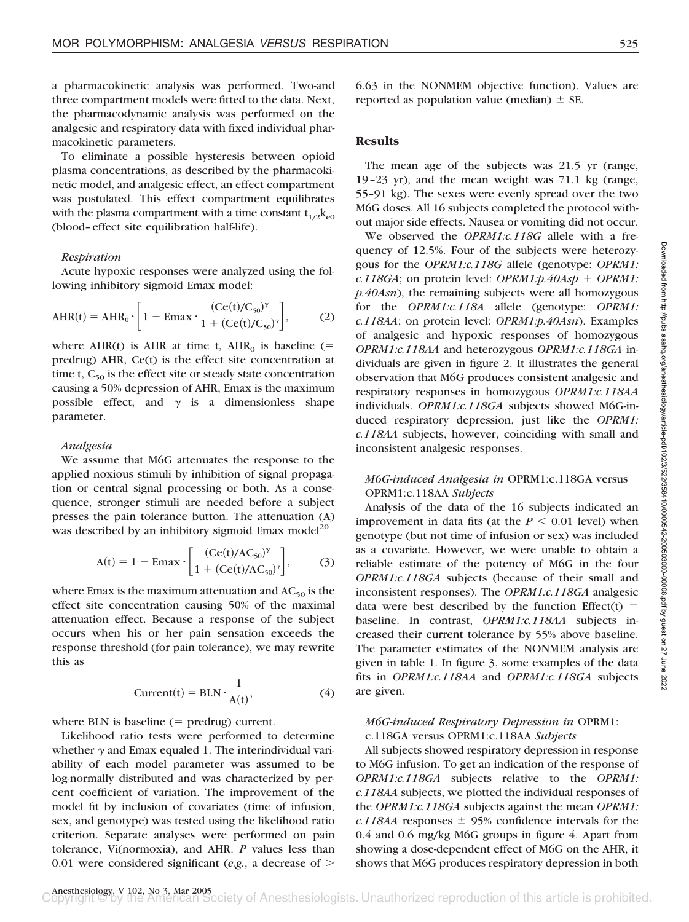a pharmacokinetic analysis was performed. Two-and three compartment models were fitted to the data. Next, the pharmacodynamic analysis was performed on the analgesic and respiratory data with fixed individual pharmacokinetic parameters.

To eliminate a possible hysteresis between opioid plasma concentrations, as described by the pharmacokinetic model, and analgesic effect, an effect compartment was postulated. This effect compartment equilibrates with the plasma compartment with a time constant $t_{1/2}k_{e0}$ (blood–effect site equilibration half-life).

#### Respiration

Acute hypoxic responses were analyzed using the following inhibitory sigmoid Emax model:

$$AHR(t) = AHR_0 \cdot \left[1 - Emax \cdot \frac{(Ce(t)/C_{50})^{\gamma}}{1 + (Ce(t)/C_{50})^{\gamma}}\right], \qquad (2)$$

where AHR(t) is AHR at time t, $AHR_0$ is baseline (= predrug) AHR, Ce(t) is the effect site concentration at time t, $C_{50}$ is the effect site or steady state concentration causing a 50% depression of AHR, Emax is the maximum possible effect, and $\gamma$ is a dimensionless shape parameter.

#### Analgesia

We assume that M6G attenuates the response to the applied noxious stimuli by inhibition of signal propagation or central signal processing or both. As a consequence, stronger stimuli are needed before a subject presses the pain tolerance button. The attenuation (A) was described by an inhibitory sigmoid Emax model[20]

$$A(t) = 1 - Emax \cdot \left[\frac{(Ce(t)/AC_{50})^{\gamma}}{1 + (Ce(t)/AC_{50})^{\gamma}}\right], \qquad (3)$$

where Emax is the maximum attenuation and $AC_{50}$ is the effect site concentration causing 50% of the maximal attenuation effect. Because a response of the subject occurs when his or her pain sensation exceeds the response threshold (for pain tolerance), we may rewrite this as

$$Current(t) = BLN \cdot \frac{1}{A(t)}, \qquad (4)$$

where BLN is baseline (= predrug) current.

Likelihood ratio tests were performed to determine whether $\gamma$ and Emax equaled 1. The interindividual variability of each model parameter was assumed to be log-normally distributed and was characterized by percent coefficient of variation. The improvement of the model fit by inclusion of covariates (time of infusion, sex, and genotype) was tested using the likelihood ratio criterion. Separate analyses were performed on pain tolerance, Vi(normoxia), and AHR. *P* values less than 0.01 were considered significant (*e.g.*, a decrease of > 6.63 in the NONMEM objective function). Values are reported as population value (median) ± SE.

## Results

The mean age of the subjects was 21.5 yr (range, 19–23 yr), and the mean weight was 71.1 kg (range, 55–91 kg). The sexes were evenly spread over the two M6G doses. All 16 subjects completed the protocol without major side effects. Nausea or vomiting did not occur.

We observed the *OPRM1:c.118G* allele with a frequency of 12.5%. Four of the subjects were heterozygous for the *OPRM1:c.118G* allele (genotype: *OPRM1:c.118GA*; on protein level: *OPRM1:p.40Asp* + *OPRM1:p.40Asn*), the remaining subjects were all homozygous for the *OPRM1:c.118A* allele (genotype: *OPRM1:c.118AA*; on protein level: *OPRM1:p.40Asn*). Examples of analgesic and hypoxic responses of homozygous *OPRM1:c.118AA* and heterozygous *OPRM1:c.118GA* individuals are given in figure 2. It illustrates the general observation that M6G produces consistent analgesic and respiratory responses in homozygous *OPRM1:c.118AA* individuals. *OPRM1:c.118GA* subjects showed M6G-induced respiratory depression, just like the *OPRM1:c.118AA* subjects, however, coinciding with small and inconsistent analgesic responses.

### *M6G-induced Analgesia in* OPRM1:c.118GA versus OPRM1:c.118AA *Subjects*

Analysis of the data of the 16 subjects indicated an improvement in data fits (at the $P < 0.01$ level) when genotype (but not time of infusion or sex) was included as a covariate. However, we were unable to obtain a reliable estimate of the potency of M6G in the four *OPRM1:c.118GA* subjects (because of their small and inconsistent responses). The *OPRM1:c.118GA* analgesic data were best described by the function Effect(t) = baseline. In contrast, *OPRM1:c.118AA* subjects increased their current tolerance by 55% above baseline. The parameter estimates of the NONMEM analysis are given in table 1. In figure 3, some examples of the data fits in *OPRM1:c.118AA* and *OPRM1:c.118GA* subjects are given.

### *M6G-induced Respiratory Depression in* OPRM1:c.118GA versus OPRM1:c.118AA *Subjects*

All subjects showed respiratory depression in response to M6G infusion. To get an indication of the response of *OPRM1:c.118GA* subjects relative to the *OPRM1:c.118AA* subjects, we plotted the individual responses of the *OPRM1:c.118GA* subjects against the mean *OPRM1:c.118AA* responses ± 95% confidence intervals for the 0.4 and 0.6 mg/kg M6G groups in figure 4. Apart from showing a dose-dependent effect of M6G on the AHR, it shows that M6G produces respiratory depression in both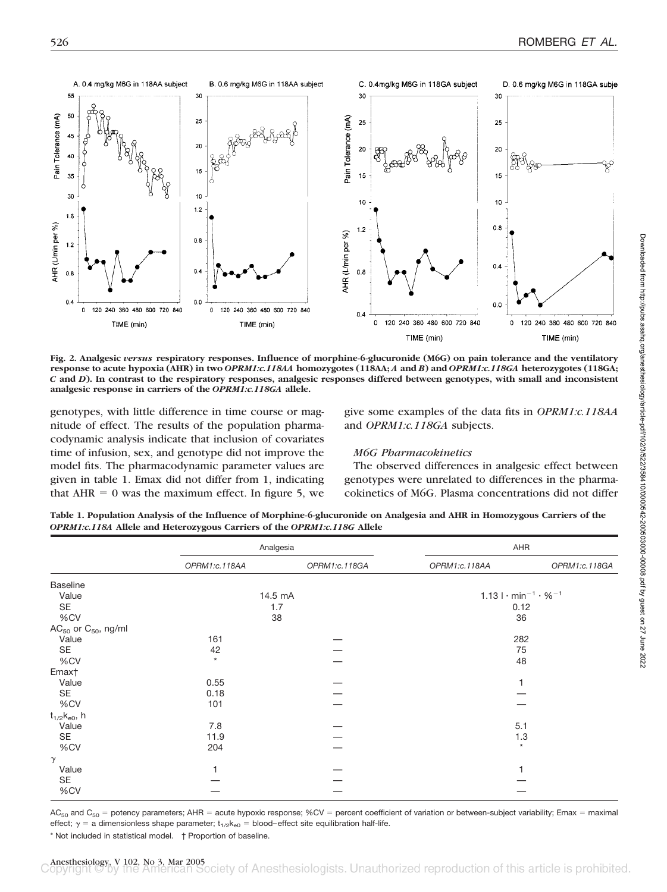**Fig. 2. Analgesic *versus* respiratory responses. Influence of morphine-6-glucuronide (M6G) on pain tolerance and the ventilatory response to acute hypoxia (AHR) in two *OPRM1:c.118AA* homozygotes (118AA; *A* and *B*) and *OPRM1:c.118GA* heterozygotes (118GA; *C* and *D*). In contrast to the respiratory responses, analgesic responses differed between genotypes, with small and inconsistent analgesic response in carriers of the *OPRM1:c.118GA* allele.**

genotypes, with little difference in time course or magnitude of effect. The results of the population pharmacodynamic analysis indicate that inclusion of covariates time of infusion, sex, and genotype did not improve the model fits. The pharmacodynamic parameter values are given in table 1. Emax did not differ from 1, indicating that AHR = 0 was the maximum effect. In figure 5, we give some examples of the data fits in *OPRM1:c.118AA* and *OPRM1:c.118GA* subjects.

### *M6G Pharmacokinetics*

The observed differences in analgesic effect between genotypes were unrelated to differences in the pharmacokinetics of M6G. Plasma concentrations did not differ

**Table 1. Population Analysis of the Influence of Morphine-6-glucuronide on Analgesia and AHR in Homozygous Carriers of the *OPRM1:c.118A* Allele and Heterozygous Carriers of the *OPRM1:c.118G* Allele**

| | Analgesia | | AHR | |
|---|---|---|---|---|
| | *OPRM1:c.118AA* | *OPRM1:c.118GA* | *OPRM1:c.118AA* | *OPRM1:c.118GA* |
| Baseline | | | | |
| Value | 14.5 mA | | $1.13\ l \cdot min^{-1} \cdot \%^{-1}$ | |
| SE | 1.7 | | 0.12 | |
| %CV | 38 | | 36 | |
| $AC_{50}$ or $C_{50}$, ng/ml | | | | |
| Value | 161 | — | 282 | |
| SE | 42 | — | 75 | |
| %CV | * | — | 48 | |
| Emax† | | | | |
| Value | 0.55 | — | 1 | |
| SE | 0.18 | — | — | |
| %CV | 101 | — | — | |
| $t_{1/2}k_{e0}$, h | | | | |
| Value | 7.8 | — | 5.1 | |
| SE | 11.9 | — | 1.3 | |
| %CV | 204 | — | * | |
| $\gamma$ | | | | |
| Value | 1 | — | 1 | |
| SE | — | — | — | |
| %CV | — | — | — | |

$AC_{50}$ and $C_{50}$ = potency parameters; AHR = acute hypoxic response; %CV = percent coefficient of variation or between-subject variability; Emax = maximal effect; $\gamma$ = a dimensionless shape parameter; $t_{1/2}k_{e0}$ = blood–effect site equilibration half-life.

\* Not included in statistical model. † Proportion of baseline.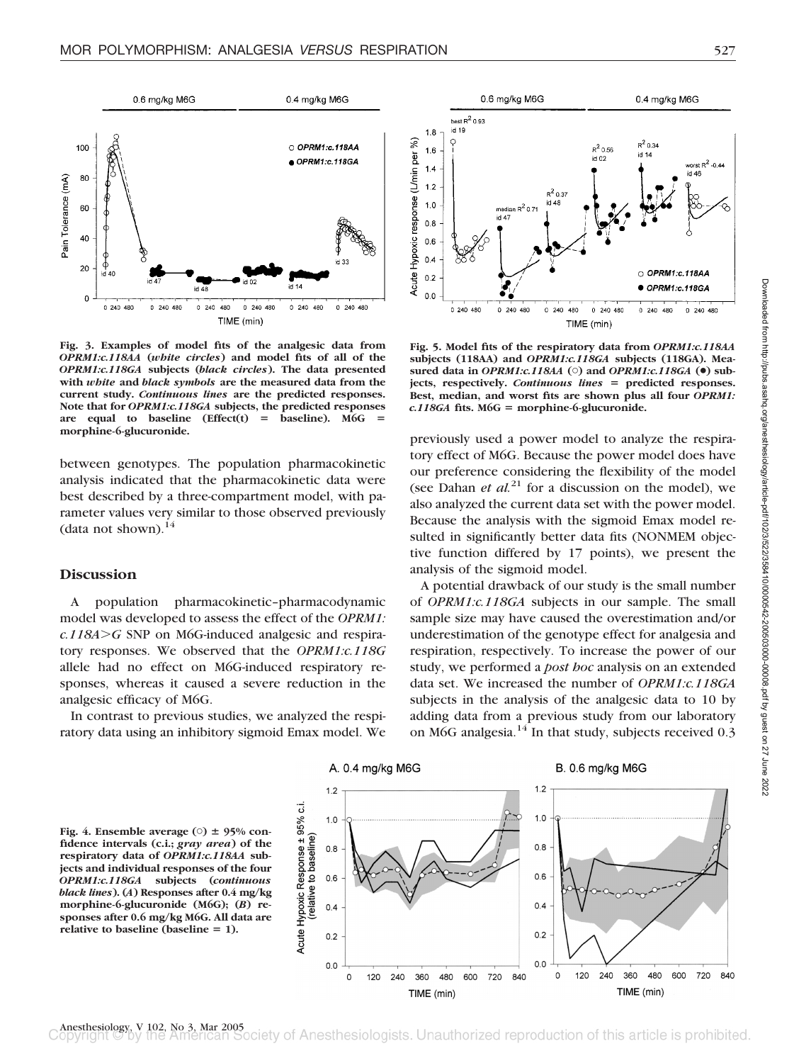Fig. 3. Examples of model fits of the analgesic data from *OPRM1:c.118AA* (*white circles*) and model fits of all of the *OPRM1:c.118GA* subjects (*black circles*). The data presented with *white* and *black symbols* are the measured data from the current study. *Continuous lines* are the predicted responses. Note that for *OPRM1:c.118GA* subjects, the predicted responses are equal to baseline (Effect(t) = baseline). M6G = morphine-6-glucuronide.

Fig. 5. Model fits of the respiratory data from *OPRM1:c.118AA* subjects (118AA) and *OPRM1:c.118GA* subjects (118GA). Measured data in *OPRM1:c.118AA* (○) and *OPRM1:c.118GA* (●) subjects, respectively. *Continuous lines* = predicted responses. Best, median, and worst fits are shown plus all four *OPRM1: c.118GA* fits. M6G = morphine-6-glucuronide.

between genotypes. The population pharmacokinetic analysis indicated that the pharmacokinetic data were best described by a three-compartment model, with parameter values very similar to those observed previously (data not shown).[14]

## Discussion

A population pharmacokinetic–pharmacodynamic model was developed to assess the effect of the *OPRM1: c.118A>G* SNP on M6G-induced analgesic and respiratory responses. We observed that the *OPRM1:c.118G* allele had no effect on M6G-induced respiratory responses, whereas it caused a severe reduction in the analgesic efficacy of M6G.

In contrast to previous studies, we analyzed the respiratory data using an inhibitory sigmoid Emax model. We previously used a power model to analyze the respiratory effect of M6G. Because the power model does have our preference considering the flexibility of the model (see Dahan *et al.*[21] for a discussion on the model), we also analyzed the current data set with the power model. Because the analysis with the sigmoid Emax model resulted in significantly better data fits (NONMEM objective function differed by 17 points), we present the analysis of the sigmoid model.

A potential drawback of our study is the small number of *OPRM1:c.118GA* subjects in our sample. The small sample size may have caused the overestimation and/or underestimation of the genotype effect for analgesia and respiration, respectively. To increase the power of our study, we performed a *post hoc* analysis on an extended data set. We increased the number of *OPRM1:c.118GA* subjects in the analysis of the analgesic data to 10 by adding data from a previous study from our laboratory on M6G analgesia.[14] In that study, subjects received 0.3

Fig. 4. Ensemble average (○) ± 95% confidence intervals (c.i.; *gray area*) of the respiratory data of *OPRM1:c.118AA* subjects and individual responses of the four *OPRM1:c.118GA* subjects (*continuous black lines*). (*A*) Responses after 0.4 mg/kg morphine-6-glucuronide (M6G); (*B*) responses after 0.6 mg/kg M6G. All data are relative to baseline (baseline = 1).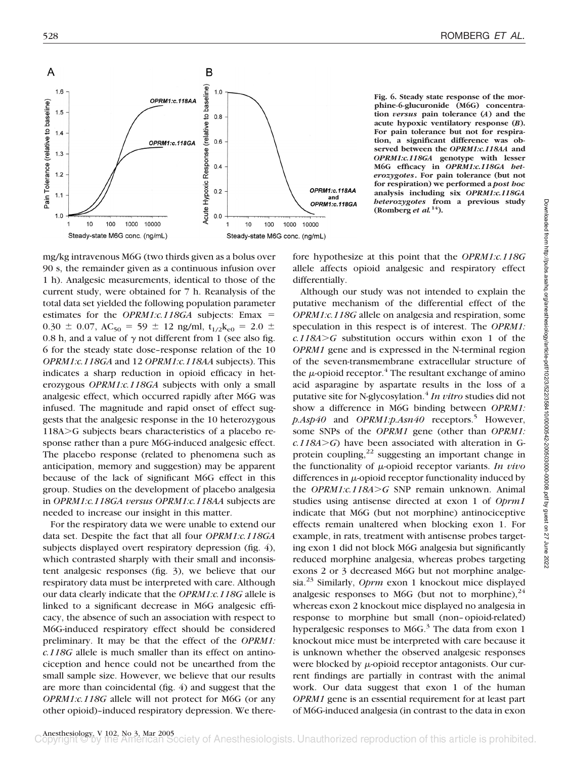Fig. 6. Steady state response of the morphine-6-glucuronide (M6G) concentration *versus* pain tolerance (*A*) and the acute hypoxic ventilatory response (*B*). For pain tolerance but not for respiration, a significant difference was observed between the *OPRM1:c.118AA* and *OPRM1:c.118GA* genotype with lesser M6G efficacy in *OPRM1:c.118GA heterozygotes*. For pain tolerance (but not for respiration) we performed a *post hoc* analysis including six *OPRM1:c.118GA heterozygotes* from a previous study (Romberg *et al.*[14]).

mg/kg intravenous M6G (two thirds given as a bolus over 90 s, the remainder given as a continuous infusion over 1 h). Analgesic measurements, identical to those of the current study, were obtained for 7 h. Reanalysis of the total data set yielded the following population parameter estimates for the *OPRM1:c.118GA* subjects: Emax = 0.30 ± 0.07, $AC_{50}$ = 59 ± 12 ng/ml, $t_{1/2}k_{e0}$ = 2.0 ± 0.8 h, and a value of $\gamma$ not different from 1 (see also fig. 6 for the steady state dose–response relation of the 10 *OPRM1:c.118GA* and 12 *OPRM1:c.118AA* subjects). This indicates a sharp reduction in opioid efficacy in heterozygous *OPRM1:c.118GA* subjects with only a small analgesic effect, which occurred rapidly after M6G was infused. The magnitude and rapid onset of effect suggests that the analgesic response in the 10 heterozygous 118A>G subjects bears characteristics of a placebo response rather than a pure M6G-induced analgesic effect. The placebo response (related to phenomena such as anticipation, memory and suggestion) may be apparent because of the lack of significant M6G effect in this group. Studies on the development of placebo analgesia in *OPRM1:c.118GA versus OPRM1:c.118AA* subjects are needed to increase our insight in this matter.

For the respiratory data we were unable to extend our data set. Despite the fact that all four *OPRM1:c.118GA* subjects displayed overt respiratory depression (fig. 4), which contrasted sharply with their small and inconsistent analgesic responses (fig. 3), we believe that our respiratory data must be interpreted with care. Although our data clearly indicate that the *OPRM1:c.118G* allele is linked to a significant decrease in M6G analgesic efficacy, the absence of such an association with respect to M6G-induced respiratory effect should be considered preliminary. It may be that the effect of the *OPRM1:c.118G* allele is much smaller than its effect on antinociception and hence could not be unearthed from the small sample size. However, we believe that our results are more than coincidental (fig. 4) and suggest that the *OPRM1:c.118G* allele will not protect for M6G (or any other opioid)–induced respiratory depression. We therefore hypothesize at this point that the *OPRM1:c.118G* allele affects opioid analgesic and respiratory effect differentially.

Although our study was not intended to explain the putative mechanism of the differential effect of the *OPRM1:c.118G* allele on analgesia and respiration, some speculation in this respect is of interest. The *OPRM1:c.118A>G* substitution occurs within exon 1 of the *OPRM1* gene and is expressed in the N-terminal region of the seven-transmembrane extracellular structure of the $\mu$-opioid receptor.[4] The resultant exchange of amino acid asparagine by aspartate results in the loss of a putative site for N-glycosylation.[4] *In vitro* studies did not show a difference in M6G binding between *OPRM1:p.Asp40* and *OPRM1:p.Asn40* receptors.[5] However, some SNPs of the *OPRM1* gene (other than *OPRM1:c.118A>G*) have been associated with alteration in G-protein coupling,[22] suggesting an important change in the functionality of $\mu$-opioid receptor variants. *In vivo* differences in $\mu$-opioid receptor functionality induced by the *OPRM1:c.118A>G* SNP remain unknown. Animal studies using antisense directed at exon 1 of *Oprm1* indicate that M6G (but not morphine) antinociceptive effects remain unaltered when blocking exon 1. For example, in rats, treatment with antisense probes targeting exon 1 did not block M6G analgesia but significantly reduced morphine analgesia, whereas probes targeting exons 2 or 3 decreased M6G but not morphine analgesia.[23] Similarly, *Oprm* exon 1 knockout mice displayed analgesic responses to M6G (but not to morphine),[24] whereas exon 2 knockout mice displayed no analgesia in response to morphine but small (non–opioid-related) hyperalgesic responses to M6G.[3] The data from exon 1 knockout mice must be interpreted with care because it is unknown whether the observed analgesic responses were blocked by $\mu$-opioid receptor antagonists. Our current findings are partially in contrast with the animal work. Our data suggest that exon 1 of the human *OPRM1* gene is an essential requirement for at least part of M6G-induced analgesia (in contrast to the data in exon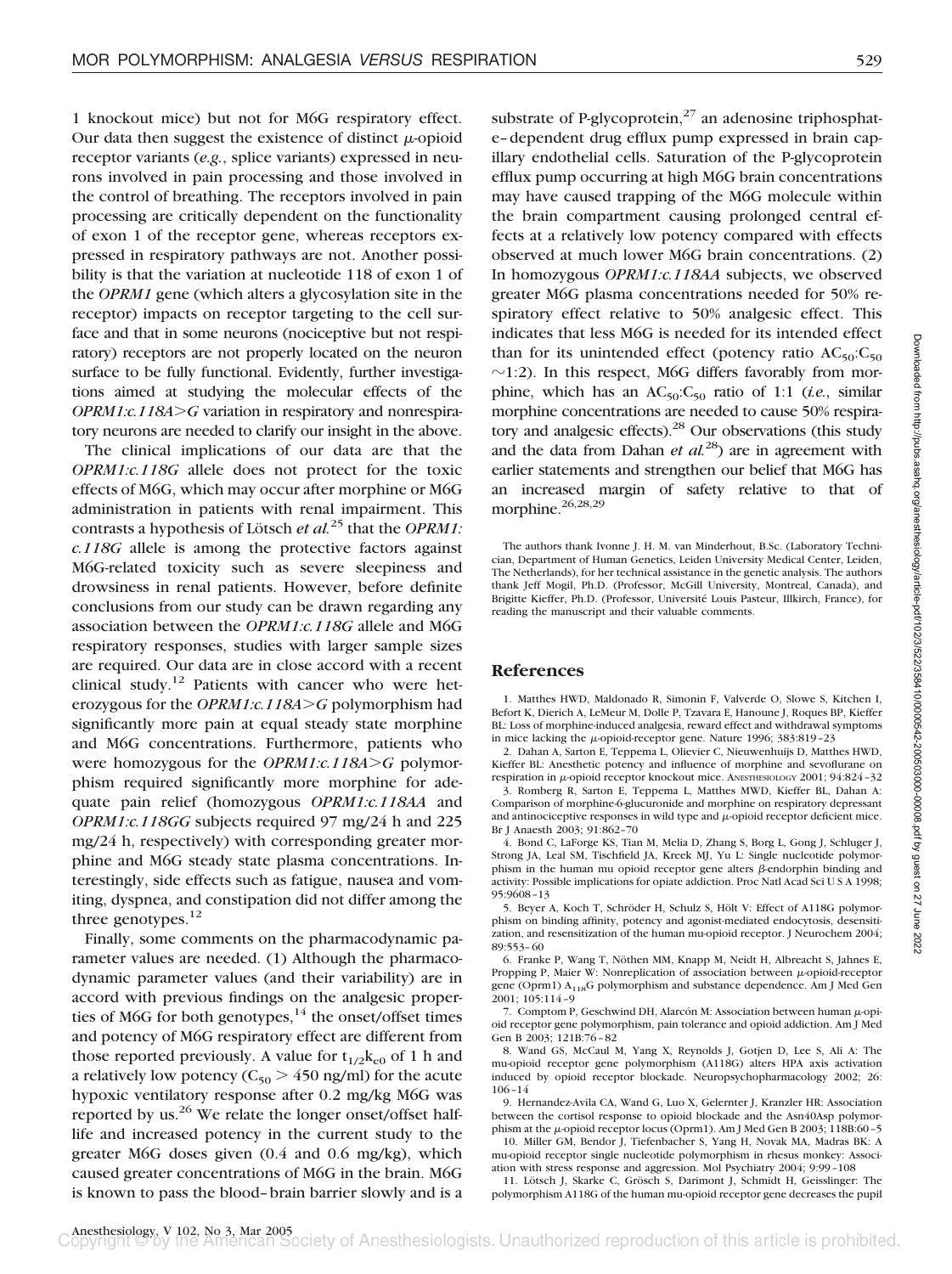1 knockout mice) but not for M6G respiratory effect. Our data then suggest the existence of distinct $\mu$-opioid receptor variants (*e.g.*, splice variants) expressed in neurons involved in pain processing and those involved in the control of breathing. The receptors involved in pain processing are critically dependent on the functionality of exon 1 of the receptor gene, whereas receptors expressed in respiratory pathways are not. Another possibility is that the variation at nucleotide 118 of exon 1 of the *OPRM1* gene (which alters a glycosylation site in the receptor) impacts on receptor targeting to the cell surface and that in some neurons (nociceptive but not respiratory) receptors are not properly located on the neuron surface to be fully functional. Evidently, further investigations aimed at studying the molecular effects of the *OPRM1:c.118A>G* variation in respiratory and nonrespiratory neurons are needed to clarify our insight in the above.

The clinical implications of our data are that the *OPRM1:c.118G* allele does not protect for the toxic effects of M6G, which may occur after morphine or M6G administration in patients with renal impairment. This contrasts a hypothesis of Lötsch *et al.*[25] that the *OPRM1:c.118G* allele is among the protective factors against M6G-related toxicity such as severe sleepiness and drowsiness in renal patients. However, before definite conclusions from our study can be drawn regarding any association between the *OPRM1:c.118G* allele and M6G respiratory responses, studies with larger sample sizes are required. Our data are in close accord with a recent clinical study.[12] Patients with cancer who were heterozygous for the *OPRM1:c.118A>G* polymorphism had significantly more pain at equal steady state morphine and M6G concentrations. Furthermore, patients who were homozygous for the *OPRM1:c.118A>G* polymorphism required significantly more morphine for adequate pain relief (homozygous *OPRM1:c.118AA* and *OPRM1:c.118GG* subjects required 97 mg/24 h and 225 mg/24 h, respectively) with corresponding greater morphine and M6G steady state plasma concentrations. Interestingly, side effects such as fatigue, nausea and vomiting, dyspnea, and constipation did not differ among the three genotypes.[12]

Finally, some comments on the pharmacodynamic parameter values are needed. (1) Although the pharmacodynamic parameter values (and their variability) are in accord with previous findings on the analgesic properties of M6G for both genotypes,[14] the onset/offset times and potency of M6G respiratory effect are different from those reported previously. A value for $t_{1/2}k_{e0}$ of 1 h and a relatively low potency ($C_{50} > 450$ ng/ml) for the acute hypoxic ventilatory response after 0.2 mg/kg M6G was reported by us.[26] We relate the longer onset/offset half-life and increased potency in the current study to the greater M6G doses given (0.4 and 0.6 mg/kg), which caused greater concentrations of M6G in the brain. M6G is known to pass the blood–brain barrier slowly and is a substrate of P-glycoprotein,[27] an adenosine triphosphate–dependent drug efflux pump expressed in brain capillary endothelial cells. Saturation of the P-glycoprotein efflux pump occurring at high M6G brain concentrations may have caused trapping of the M6G molecule within the brain compartment causing prolonged central effects at a relatively low potency compared with effects observed at much lower M6G brain concentrations. (2) In homozygous *OPRM1:c.118AA* subjects, we observed greater M6G plasma concentrations needed for 50% respiratory effect relative to 50% analgesic effect. This indicates that less M6G is needed for its intended effect than for its unintended effect (potency ratio $AC_{50}$:$C_{50}$ ~1:2). In this respect, M6G differs favorably from morphine, which has an $AC_{50}$:$C_{50}$ ratio of 1:1 (*i.e.*, similar morphine concentrations are needed to cause 50% respiratory and analgesic effects).[28] Our observations (this study and the data from Dahan *et al.*[28]) are in agreement with earlier statements and strengthen our belief that M6G has an increased margin of safety relative to that of morphine.[26,28,29]

The authors thank Ivonne J. H. M. van Minderhout, B.Sc. (Laboratory Technician, Department of Human Genetics, Leiden University Medical Center, Leiden, The Netherlands), for her technical assistance in the genetic analysis. The authors thank Jeff Mogil, Ph.D. (Professor, McGill University, Montreal, Canada), and Brigitte Kieffer, Ph.D. (Professor, Université Louis Pasteur, Illkirch, France), for reading the manuscript and their valuable comments.

## References

1. Matthes HWD, Maldonado R, Simonin F, Valverde O, Slowe S, Kitchen I, Befort K, Dierich A, LeMeur M, Dolle P, Tzavara E, Hanoune J, Roques BP, Kieffer BL: Loss of morphine-induced analgesia, reward effect and withdrawal symptoms in mice lacking the $\mu$-opioid-receptor gene. Nature 1996; 383:819–23
2. Dahan A, Sarton E, Teppema L, Olievier C, Nieuwenhuijs D, Matthes HWD, Kieffer BL: Anesthetic potency and influence of morphine and sevoflurane on respiration in $\mu$-opioid receptor knockout mice. ANESTHESIOLOGY 2001; 94:824–32
3. Romberg R, Sarton E, Teppema L, Matthes MWD, Kieffer BL, Dahan A: Comparison of morphine-6-glucuronide and morphine on respiratory depressant and antinociceptive responses in wild type and $\mu$-opioid receptor deficient mice. Br J Anaesth 2003; 91:862–70
4. Bond C, LaForge KS, Tian M, Melia D, Zhang S, Borg L, Gong J, Schluger J, Strong JA, Leal SM, Tischfield JA, Kreek MJ, Yu L: Single nucleotide polymorphism in the human mu opioid receptor gene alters $\beta$-endorphin binding and activity: Possible implications for opiate addiction. Proc Natl Acad Sci U S A 1998; 95:9608–13
5. Beyer A, Koch T, Schröder H, Schulz S, Hölt V: Effect of A118G polymorphism on binding affinity, potency and agonist-mediated endocytosis, desensitization, and resensitization of the human mu-opioid receptor. J Neurochem 2004; 89:553–60
6. Franke P, Wang T, Nöthen MM, Knapp M, Neidt H, Albreacht S, Jahnes E, Propping P, Maier W: Nonreplication of association between $\mu$-opioid-receptor gene (Oprm1) $A_{118}G$ polymorphism and substance dependence. Am J Med Gen 2001; 105:114–9
7. Comptom P, Geschwind DH, Alarcón M: Association between human $\mu$-opioid receptor gene polymorphism, pain tolerance and opioid addiction. Am J Med Gen B 2003; 121B:76–82
8. Wand GS, McCaul M, Yang X, Reynolds J, Gotjen D, Lee S, Ali A: The mu-opioid receptor gene polymorphism (A118G) alters HPA axis activation induced by opioid receptor blockade. Neuropsychopharmacology 2002; 26:106–14
9. Hernandez-Avila CA, Wang G, Luo X, Gelernter J, Kranzler HR: Association between the cortisol response to opioid blockade and the Asn40Asp polymorphism at the $\mu$-opioid receptor locus (Oprm1). Am J Med Gen B 2003; 118B:60–5
10. Miller GM, Bendor J, Tiefenbacher S, Yang H, Novak MA, Madras BK: A mu-opioid receptor single nucleotide polymorphism in rhesus monkey: Association with stress response and aggression. Mol Psychiatry 2004; 9:99–108
11. Lötsch J, Skarke C, Grösch S, Darimont J, Schmidt H, Geisslinger: The polymorphism A118G of the human mu-opioid receptor gene decreases the pupil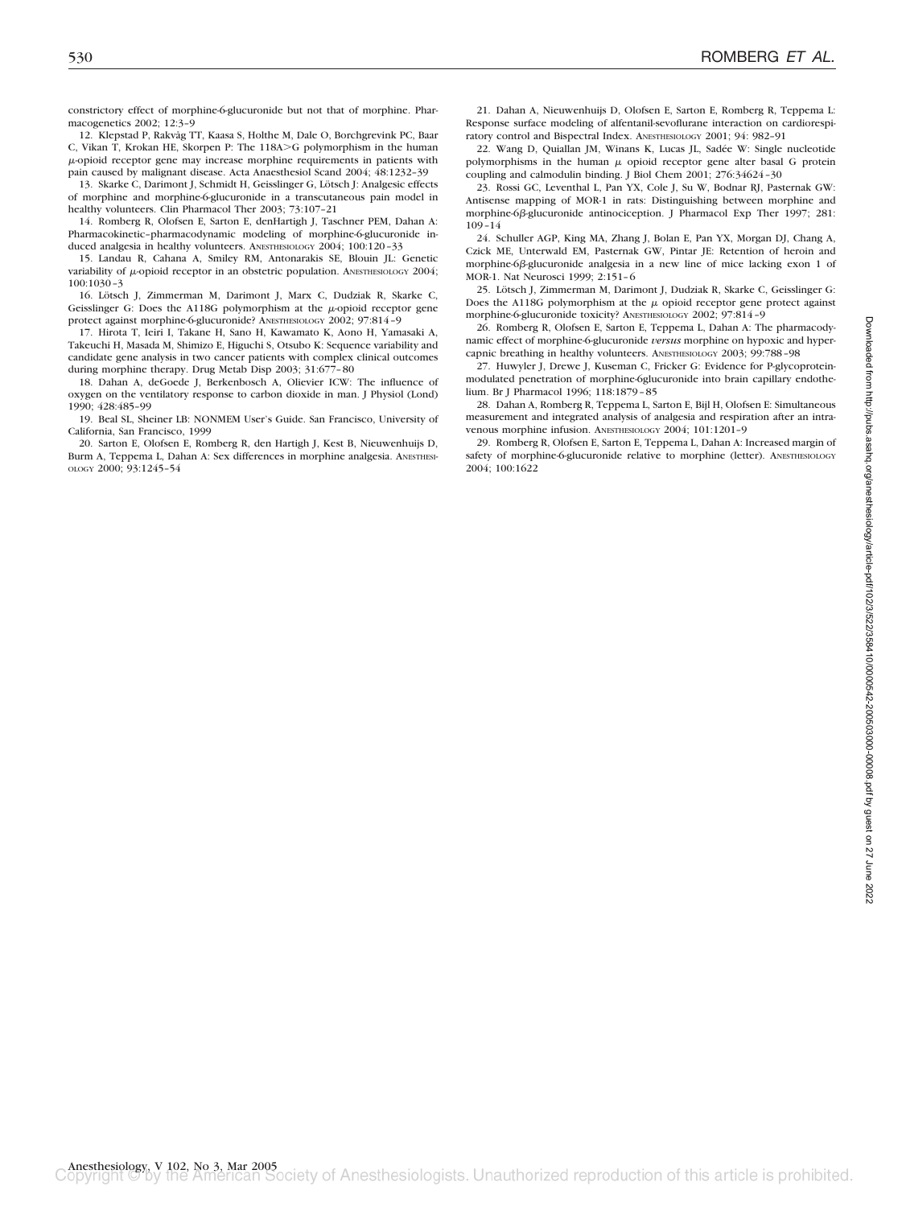constrictory effect of morphine-6-glucuronide but not that of morphine. Pharmacogenetics 2002; 12:3–9

12. Klepstad P, Rakvåg TT, Kaasa S, Holthe M, Dale O, Borchgrevink PC, Baar C, Vikan T, Krokan HE, Skorpen P: The 118A>G polymorphism in the human μ-opioid receptor gene may increase morphine requirements in patients with pain caused by malignant disease. Acta Anaesthesiol Scand 2004; 48:1232–39

13. Skarke C, Darimont J, Schmidt H, Geisslinger G, Lötsch J: Analgesic effects of morphine and morphine-6-glucuronide in a transcutaneous pain model in healthy volunteers. Clin Pharmacol Ther 2003; 73:107–21

14. Romberg R, Olofsen E, Sarton E, denHartigh J, Taschner PEM, Dahan A: Pharmacokinetic–pharmacodynamic modeling of morphine-6-glucuronide induced analgesia in healthy volunteers. ANESTHESIOLOGY 2004; 100:120–33

15. Landau R, Cahana A, Smiley RM, Antonarakis SE, Blouin JL: Genetic variability of μ-opioid receptor in an obstetric population. ANESTHESIOLOGY 2004; 100:1030–3

16. Lötsch J, Zimmerman M, Darimont J, Marx C, Dudziak R, Skarke C, Geisslinger G: Does the A118G polymorphism at the μ-opioid receptor gene protect against morphine-6-glucuronide? ANESTHESIOLOGY 2002; 97:814–9

17. Hirota T, Ieiri I, Takane H, Sano H, Kawamato K, Aono H, Yamasaki A, Takeuchi H, Masada M, Shimizo E, Higuchi S, Otsubo K: Sequence variability and candidate gene analysis in two cancer patients with complex clinical outcomes during morphine therapy. Drug Metab Disp 2003; 31:677–80

18. Dahan A, deGoede J, Berkenbosch A, Olievier ICW: The influence of oxygen on the ventilatory response to carbon dioxide in man. J Physiol (Lond) 1990; 428:485–99

19. Beal SL, Sheiner LB: NONMEM User's Guide. San Francisco, University of California, San Francisco, 1999

20. Sarton E, Olofsen E, Romberg R, den Hartigh J, Kest B, Nieuwenhuijs D, Burm A, Teppema L, Dahan A: Sex differences in morphine analgesia. ANESTHESIOLOGY 2000; 93:1245–54

21. Dahan A, Nieuwenhuijs D, Olofsen E, Sarton E, Romberg R, Teppema L: Response surface modeling of alfentanil-sevoflurane interaction on cardiorespiratory control and Bispectral Index. ANESTHESIOLOGY 2001; 94: 982–91

22. Wang D, Quiallan JM, Winans K, Lucas JL, Sadée W: Single nucleotide polymorphisms in the human μ opioid receptor gene alter basal G protein coupling and calmodulin binding. J Biol Chem 2001; 276:34624–30

23. Rossi GC, Leventhal L, Pan YX, Cole J, Su W, Bodnar RJ, Pasternak GW: Antisense mapping of MOR-1 in rats: Distinguishing between morphine and morphine-6β-glucuronide antinociception. J Pharmacol Exp Ther 1997; 281: 109–14

24. Schuller AGP, King MA, Zhang J, Bolan E, Pan YX, Morgan DJ, Chang A, Czick ME, Unterwald EM, Pasternak GW, Pintar JE: Retention of heroin and morphine-6β-glucuronide analgesia in a new line of mice lacking exon 1 of MOR-1. Nat Neurosci 1999; 2:151–6

25. Lötsch J, Zimmerman M, Darimont J, Dudziak R, Skarke C, Geisslinger G: Does the A118G polymorphism at the μ opioid receptor gene protect against morphine-6-glucuronide toxicity? ANESTHESIOLOGY 2002; 97:814–9

26. Romberg R, Olofsen E, Sarton E, Teppema L, Dahan A: The pharmacodynamic effect of morphine-6-glucuronide *versus* morphine on hypoxic and hypercapnic breathing in healthy volunteers. ANESTHESIOLOGY 2003; 99:788–98

27. Huwyler J, Drewe J, Kuseman C, Fricker G: Evidence for P-glycoprotein-modulated penetration of morphine-6glucuronide into brain capillary endothelium. Br J Pharmacol 1996; 118:1879–85

28. Dahan A, Romberg R, Teppema L, Sarton E, Bijl H, Olofsen E: Simultaneous measurement and integrated analysis of analgesia and respiration after an intravenous morphine infusion. ANESTHESIOLOGY 2004; 101:1201–9

29. Romberg R, Olofsen E, Sarton E, Teppema L, Dahan A: Increased margin of safety of morphine-6-glucuronide relative to morphine (letter). ANESTHESIOLOGY 2004; 100:1622